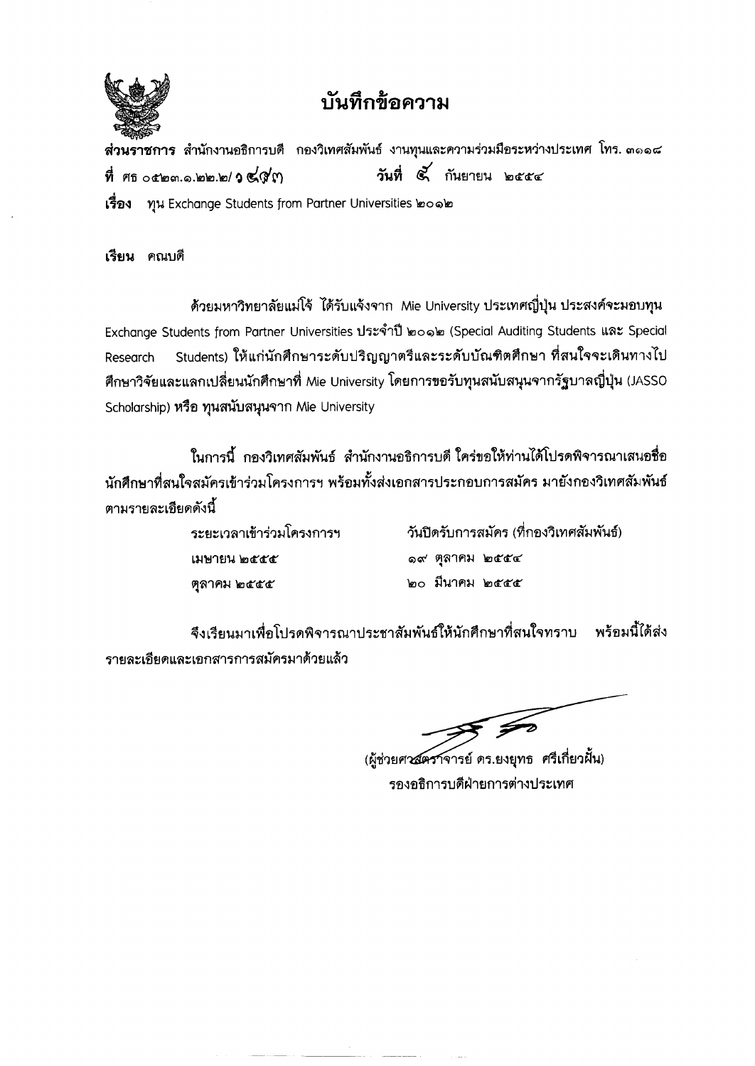# บันทึกข้อความ

**ส่วนราชการ** สำนักงานอธิการบดี กองวิเทศสัมพันธ์ งานทุนและความร่วมมือระหว่างประเทศ โทร. ๓๑๑๘

**ที่** ศธ ๐๕๒๓.๑.๒๒.๒/ ๖๔๙๓ **วันที่** ๕ กันยายน ๒๕๕๔

**เรื่อง** ทุน Exchange Students from Partner Universities ๒๐๑๒

**เรียน** คณบดี

ด้วยมหาวิทยาลัยแม่โจ้ ได้รับแจ้งจาก Mie University ประเทศญี่ปุ่น ประสงค์จะมอบทุน Exchange Students from Partner Universities ประจำปี ๒๐๑๒ (Special Auditing Students และ Special Research Students) ให้แก่นักศึกษาระดับปริญญาตรีและระดับบัณฑิตศึกษา ที่สนใจจะเดินทางไปศึกษาวิจัยและแลกเปลี่ยนนักศึกษาที่ Mie University โดยการขอรับทุนสนับสนุนจากรัฐบาลญี่ปุ่น (JASSO Scholarship) **หรือ** ทุนสนับสนุนจาก Mie University

ในการนี้ กองวิเทศสัมพันธ์ สำนักงานอธิการบดี ใคร่ขอให้ท่านได้โปรดพิจารณาเสนอชื่อนักศึกษาที่สนใจสมัครเข้าร่วมโครงการฯ พร้อมทั้งส่งเอกสารประกอบการสมัคร มายังกองวิเทศสัมพันธ์ ตามรายละเอียดดังนี้

| ระยะเวลาเข้าร่วมโครงการฯ | วันปิดรับการสมัคร (ที่กองวิเทศสัมพันธ์) |
|---|---|
| เมษายน ๒๕๕๕ | ๑๙ ตุลาคม ๒๕๕๔ |
| ตุลาคม ๒๕๕๕ | ๒๐ มีนาคม ๒๕๕๕ |

จึงเรียนมาเพื่อโปรดพิจารณาประชาสัมพันธ์ให้นักศึกษาที่สนใจทราบ พร้อมนี้ได้ส่งรายละเอียดและเอกสารการสมัครมาด้วยแล้ว

(ผู้ช่วยศาสตราจารย์ ดร.ยงยุทธ ศรีเกี่ยวฝ้น)
รองอธิการบดีฝ่ายการต่างประเทศ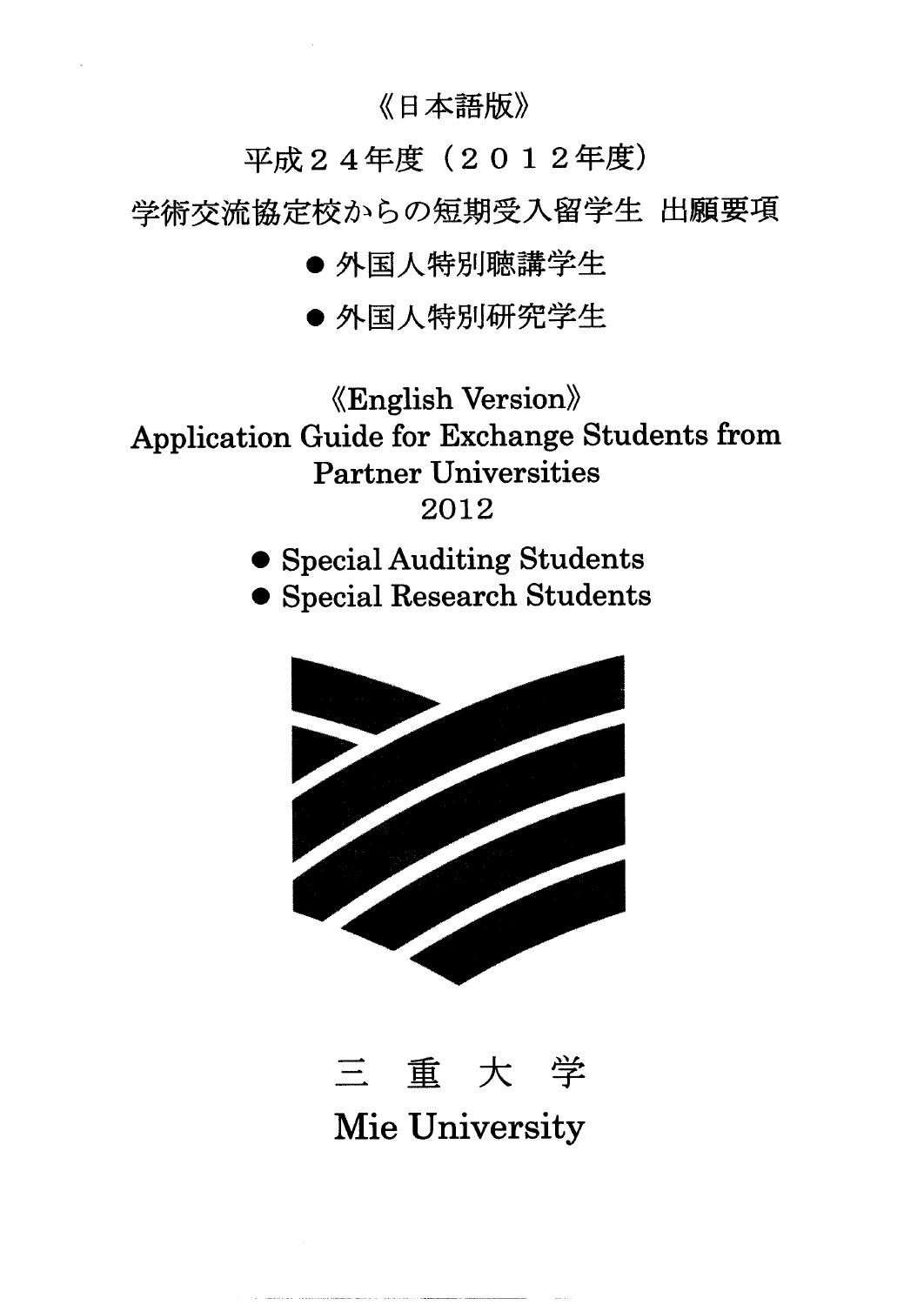《日本語版》

# 平成２４年度（２０１２年度）

# 学術交流協定校からの短期受入留学生 出願要項

- 外国人特別聴講学生
- 外国人特別研究学生

《English Version》

# Application Guide for Exchange Students from Partner Universities 2012

- Special Auditing Students
- Special Research Students

三 重 大 学

Mie University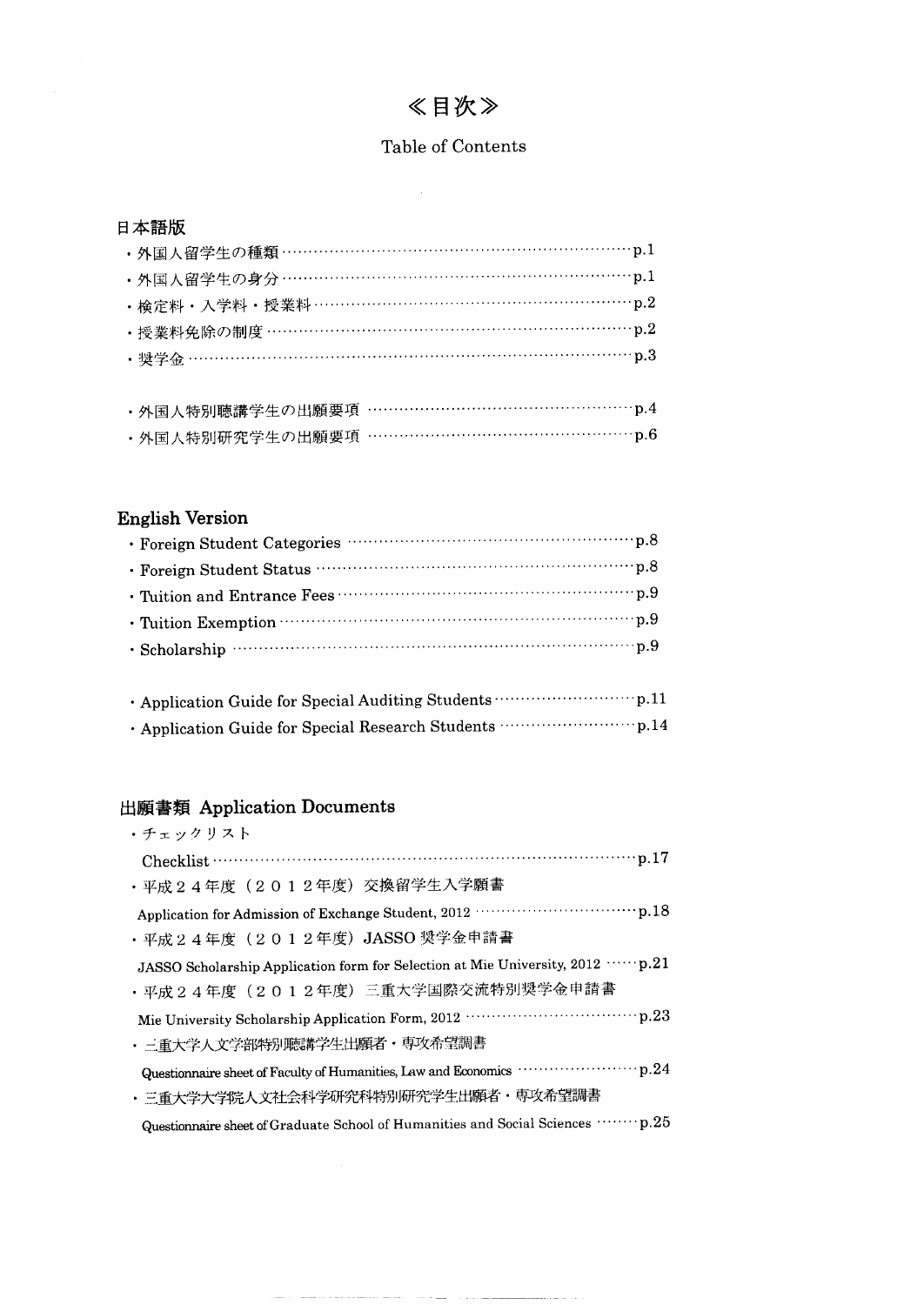# ≪目次≫

Table of Contents

## 日本語版

- 外国人留学生の種類 ……… p.1
- 外国人留学生の身分 ……… p.1
- 検定料・入学料・授業料 ……… p.2
- 授業料免除の制度 ……… p.2
- 奨学金 ……… p.3

- 外国人特別聴講学生の出願要項 ……… p.4
- 外国人特別研究学生の出願要項 ……… p.6

## English Version

- Foreign Student Categories ……… p.8
- Foreign Student Status ……… p.8
- Tuition and Entrance Fees ……… p.9
- Tuition Exemption ……… p.9
- Scholarship ……… p.9

- Application Guide for Special Auditing Students ……… p.11
- Application Guide for Special Research Students ……… p.14

## 出願書類 Application Documents

- チェックリスト
  Checklist ……… p.17
- 平成２４年度（２０１２年度）交換留学生入学願書
  Application for Admission of Exchange Student, 2012 ……… p.18
- 平成２４年度（２０１２年度）JASSO 奨学金申請書
  JASSO Scholarship Application form for Selection at Mie University, 2012 ……… p.21
- 平成２４年度（２０１２年度）三重大学国際交流特別奨学金申請書
  Mie University Scholarship Application Form, 2012 ……… p.23
- 三重大学人文学部特別聴講学生出願者・専攻希望調書
  Questionnaire sheet of Faculty of Humanities, Law and Economics ……… p.24
- 三重大学大学院人文社会科学研究科特別研究学生出願者・専攻希望調書
  Questionnaire sheet of Graduate School of Humanities and Social Sciences ……… p.25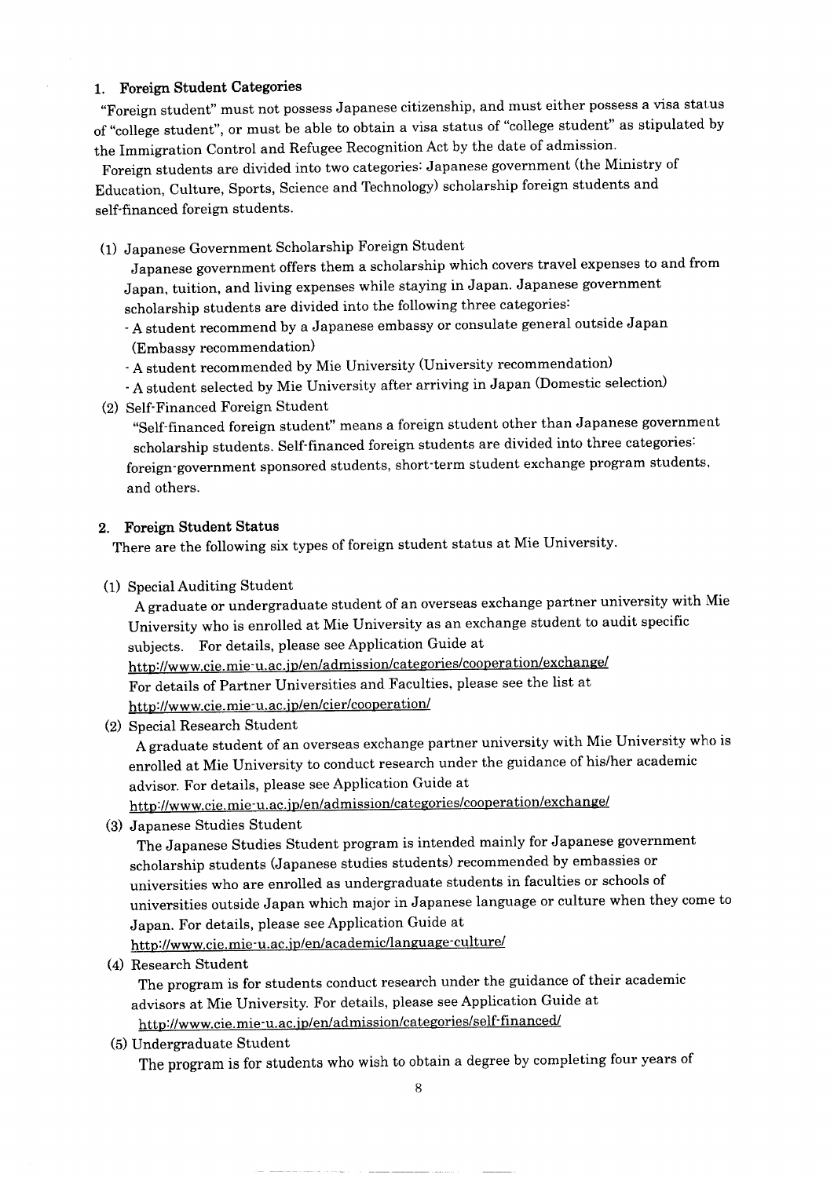## 1. Foreign Student Categories

"Foreign student" must not possess Japanese citizenship, and must either possess a visa status of "college student", or must be able to obtain a visa status of "college student" as stipulated by the Immigration Control and Refugee Recognition Act by the date of admission.

Foreign students are divided into two categories: Japanese government (the Ministry of Education, Culture, Sports, Science and Technology) scholarship foreign students and self-financed foreign students.

(1) Japanese Government Scholarship Foreign Student

Japanese government offers them a scholarship which covers travel expenses to and from Japan, tuition, and living expenses while staying in Japan. Japanese government scholarship students are divided into the following three categories:

- A student recommend by a Japanese embassy or consulate general outside Japan (Embassy recommendation)
- A student recommended by Mie University (University recommendation)
- A student selected by Mie University after arriving in Japan (Domestic selection)

(2) Self-Financed Foreign Student

"Self-financed foreign student" means a foreign student other than Japanese government scholarship students. Self-financed foreign students are divided into three categories: foreign-government sponsored students, short-term student exchange program students, and others.

## 2. Foreign Student Status

There are the following six types of foreign student status at Mie University.

(1) Special Auditing Student

A graduate or undergraduate student of an overseas exchange partner university with Mie University who is enrolled at Mie University as an exchange student to audit specific subjects. For details, please see Application Guide at http://www.cie.mie-u.ac.jp/en/admission/categories/cooperation/exchange/
For details of Partner Universities and Faculties, please see the list at http://www.cie.mie-u.ac.jp/en/cier/cooperation/

(2) Special Research Student

A graduate student of an overseas exchange partner university with Mie University who is enrolled at Mie University to conduct research under the guidance of his/her academic advisor. For details, please see Application Guide at http://www.cie.mie-u.ac.jp/en/admission/categories/cooperation/exchange/

(3) Japanese Studies Student

The Japanese Studies Student program is intended mainly for Japanese government scholarship students (Japanese studies students) recommended by embassies or universities who are enrolled as undergraduate students in faculties or schools of universities outside Japan which major in Japanese language or culture when they come to Japan. For details, please see Application Guide at http://www.cie.mie-u.ac.jp/en/academic/language-culture/

(4) Research Student

The program is for students conduct research under the guidance of their academic advisors at Mie University. For details, please see Application Guide at http://www.cie.mie-u.ac.jp/en/admission/categories/self-financed/

(5) Undergraduate Student

The program is for students who wish to obtain a degree by completing four years of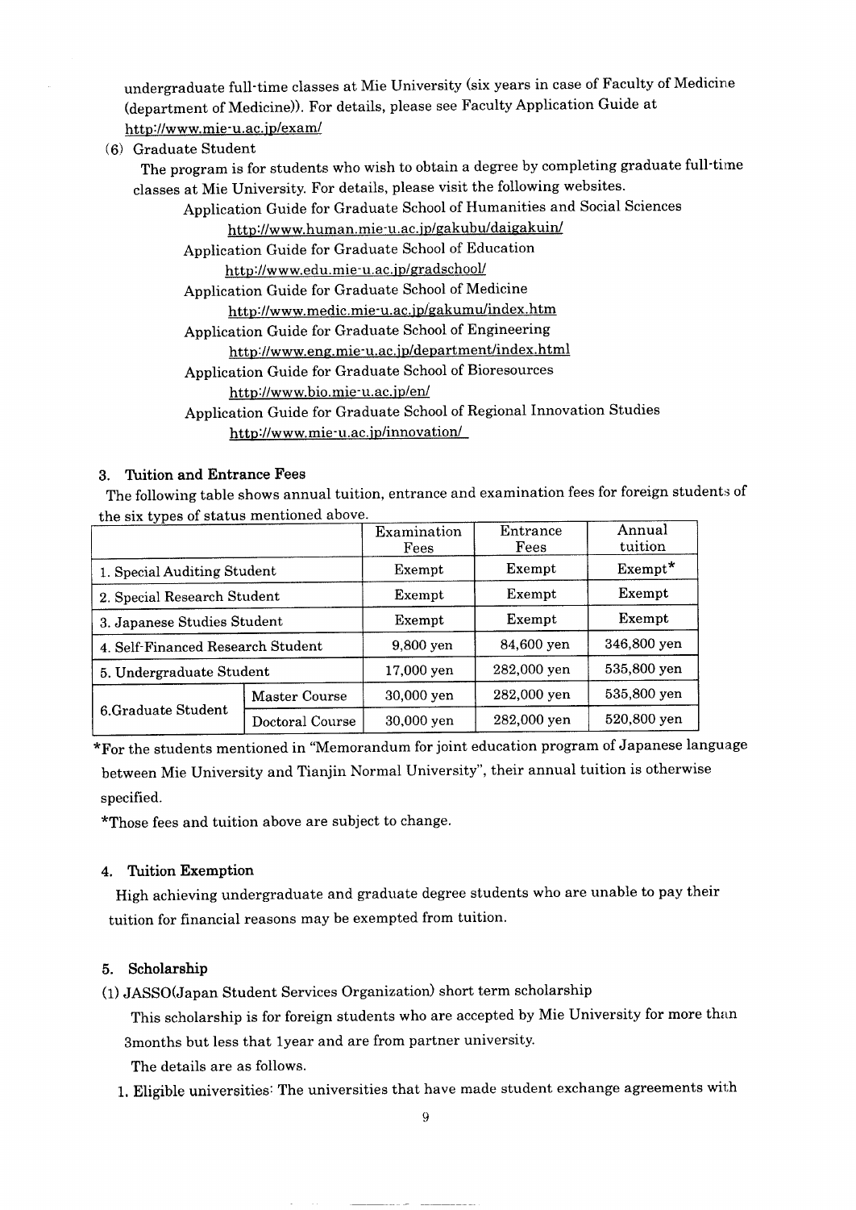undergraduate full-time classes at Mie University (six years in case of Faculty of Medicine (department of Medicine)). For details, please see Faculty Application Guide at http://www.mie-u.ac.jp/exam/

(6) Graduate Student

The program is for students who wish to obtain a degree by completing graduate full-time classes at Mie University. For details, please visit the following websites.

Application Guide for Graduate School of Humanities and Social Sciences
http://www.human.mie-u.ac.jp/gakubu/daigakuin/

Application Guide for Graduate School of Education
http://www.edu.mie-u.ac.jp/gradschool/

Application Guide for Graduate School of Medicine
http://www.medic.mie-u.ac.jp/gakumu/index.htm

Application Guide for Graduate School of Engineering
http://www.eng.mie-u.ac.jp/department/index.html

Application Guide for Graduate School of Bioresources
http://www.bio.mie-u.ac.jp/en/

Application Guide for Graduate School of Regional Innovation Studies
http://www.mie-u.ac.jp/innovation/

## 3. Tuition and Entrance Fees

The following table shows annual tuition, entrance and examination fees for foreign students of the six types of status mentioned above.

| | | Examination Fees | Entrance Fees | Annual tuition |
|---|---|---|---|---|
| 1. Special Auditing Student | | Exempt | Exempt | Exempt* |
| 2. Special Research Student | | Exempt | Exempt | Exempt |
| 3. Japanese Studies Student | | Exempt | Exempt | Exempt |
| 4. Self-Financed Research Student | | 9,800 yen | 84,600 yen | 346,800 yen |
| 5. Undergraduate Student | | 17,000 yen | 282,000 yen | 535,800 yen |
| 6.Graduate Student | Master Course | 30,000 yen | 282,000 yen | 535,800 yen |
| | Doctoral Course | 30,000 yen | 282,000 yen | 520,800 yen |

*For the students mentioned in "Memorandum for joint education program of Japanese language between Mie University and Tianjin Normal University", their annual tuition is otherwise specified.

*Those fees and tuition above are subject to change.

## 4. Tuition Exemption

High achieving undergraduate and graduate degree students who are unable to pay their tuition for financial reasons may be exempted from tuition.

## 5. Scholarship

(1) JASSO(Japan Student Services Organization) short term scholarship

This scholarship is for foreign students who are accepted by Mie University for more than 3months but less that 1year and are from partner university.

The details are as follows.

1. Eligible universities: The universities that have made student exchange agreements with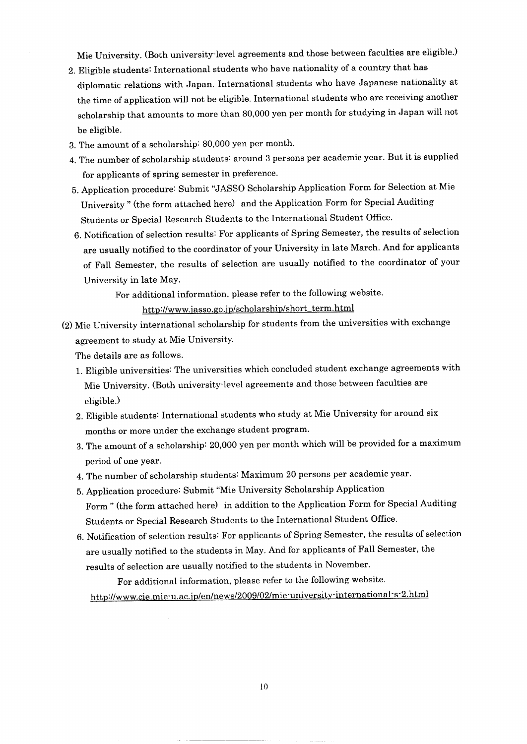Mie University. (Both university-level agreements and those between faculties are eligible.)

2. Eligible students: International students who have nationality of a country that has diplomatic relations with Japan. International students who have Japanese nationality at the time of application will not be eligible. International students who are receiving another scholarship that amounts to more than 80,000 yen per month for studying in Japan will not be eligible.
3. The amount of a scholarship: 80,000 yen per month.
4. The number of scholarship students: around 3 persons per academic year. But it is supplied for applicants of spring semester in preference.
5. Application procedure: Submit "JASSO Scholarship Application Form for Selection at Mie University " (the form attached here) and the Application Form for Special Auditing Students or Special Research Students to the International Student Office.
6. Notification of selection results: For applicants of Spring Semester, the results of selection are usually notified to the coordinator of your University in late March. And for applicants of Fall Semester, the results of selection are usually notified to the coordinator of your University in late May.

   For additional information, please refer to the following website.

   http://www.jasso.go.jp/scholarship/short_term.html

(2) Mie University international scholarship for students from the universities with exchange agreement to study at Mie University.

The details are as follows.

1. Eligible universities: The universities which concluded student exchange agreements with Mie University. (Both university-level agreements and those between faculties are eligible.)
2. Eligible students: International students who study at Mie University for around six months or more under the exchange student program.
3. The amount of a scholarship: 20,000 yen per month which will be provided for a maximum period of one year.
4. The number of scholarship students: Maximum 20 persons per academic year.
5. Application procedure: Submit "Mie University Scholarship Application Form " (the form attached here) in addition to the Application Form for Special Auditing Students or Special Research Students to the International Student Office.
6. Notification of selection results: For applicants of Spring Semester, the results of selection are usually notified to the students in May. And for applicants of Fall Semester, the results of selection are usually notified to the students in November.

   For additional information, please refer to the following website.

   http://www.cie.mie-u.ac.jp/en/news/2009/02/mie-university-international-s-2.html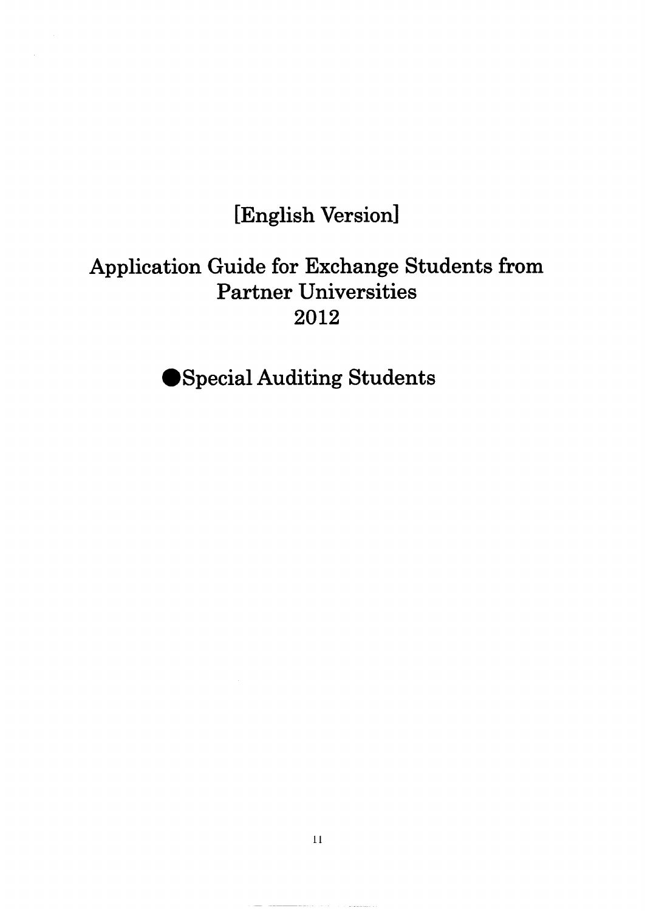# [English Version]

# Application Guide for Exchange Students from Partner Universities 2012

## ●Special Auditing Students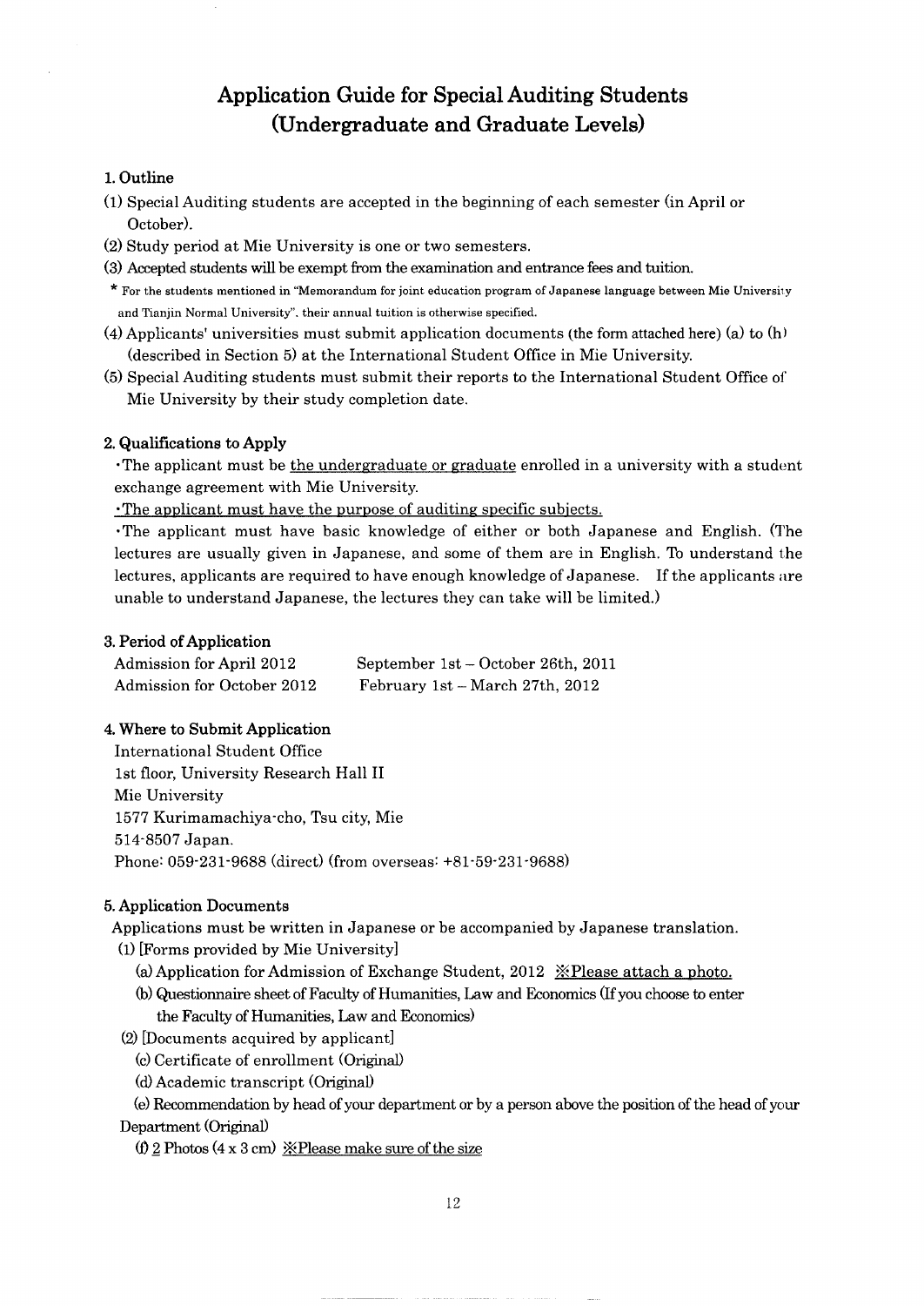# Application Guide for Special Auditing Students (Undergraduate and Graduate Levels)

## 1. Outline

(1) Special Auditing students are accepted in the beginning of each semester (in April or October).

(2) Study period at Mie University is one or two semesters.

(3) Accepted students will be exempt from the examination and entrance fees and tuition.

\* For the students mentioned in "Memorandum for joint education program of Japanese language between Mie University and Tianjin Normal University", their annual tuition is otherwise specified.

(4) Applicants' universities must submit application documents (the form attached here) (a) to (h) (described in Section 5) at the International Student Office in Mie University.

(5) Special Auditing students must submit their reports to the International Student Office of Mie University by their study completion date.

## 2. Qualifications to Apply

・The applicant must be <u>the undergraduate or graduate</u> enrolled in a university with a student exchange agreement with Mie University.

<u>・The applicant must have the purpose of auditing specific subjects.</u>

・The applicant must have basic knowledge of either or both Japanese and English. (The lectures are usually given in Japanese, and some of them are in English. To understand the lectures, applicants are required to have enough knowledge of Japanese. If the applicants are unable to understand Japanese, the lectures they can take will be limited.)

## 3. Period of Application

| | |
|---|---|
| Admission for April 2012 | September 1st – October 26th, 2011 |
| Admission for October 2012 | February 1st – March 27th, 2012 |

## 4. Where to Submit Application

International Student Office
1st floor, University Research Hall II
Mie University
1577 Kurimamachiya-cho, Tsu city, Mie
514-8507 Japan.
Phone: 059-231-9688 (direct) (from overseas: +81-59-231-9688)

## 5. Application Documents

Applications must be written in Japanese or be accompanied by Japanese translation.

(1) [Forms provided by Mie University]

(a) Application for Admission of Exchange Student, 2012 <u>※Please attach a photo.</u>

(b) Questionnaire sheet of Faculty of Humanities, Law and Economics (If you choose to enter the Faculty of Humanities, Law and Economics)

(2) [Documents acquired by applicant]

(c) Certificate of enrollment (Original)

(d) Academic transcript (Original)

(e) Recommendation by head of your department or by a person above the position of the head of your Department (Original)

(f) <u>2</u> Photos (4 x 3 cm) <u>※Please make sure of the size</u>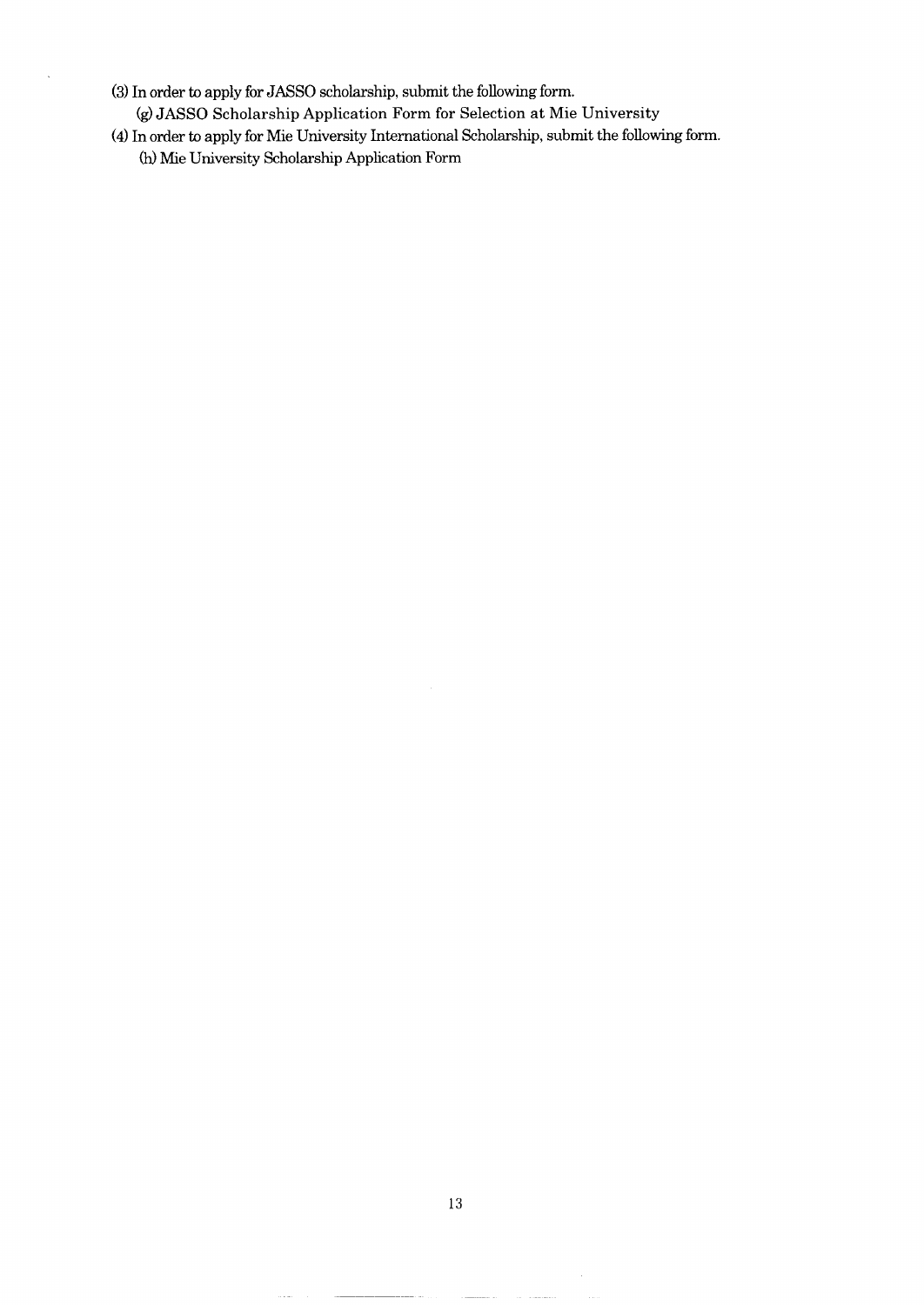(3) In order to apply for JASSO scholarship, submit the following form.

(g) JASSO Scholarship Application Form for Selection at Mie University

(4) In order to apply for Mie University International Scholarship, submit the following form.

(h) Mie University Scholarship Application Form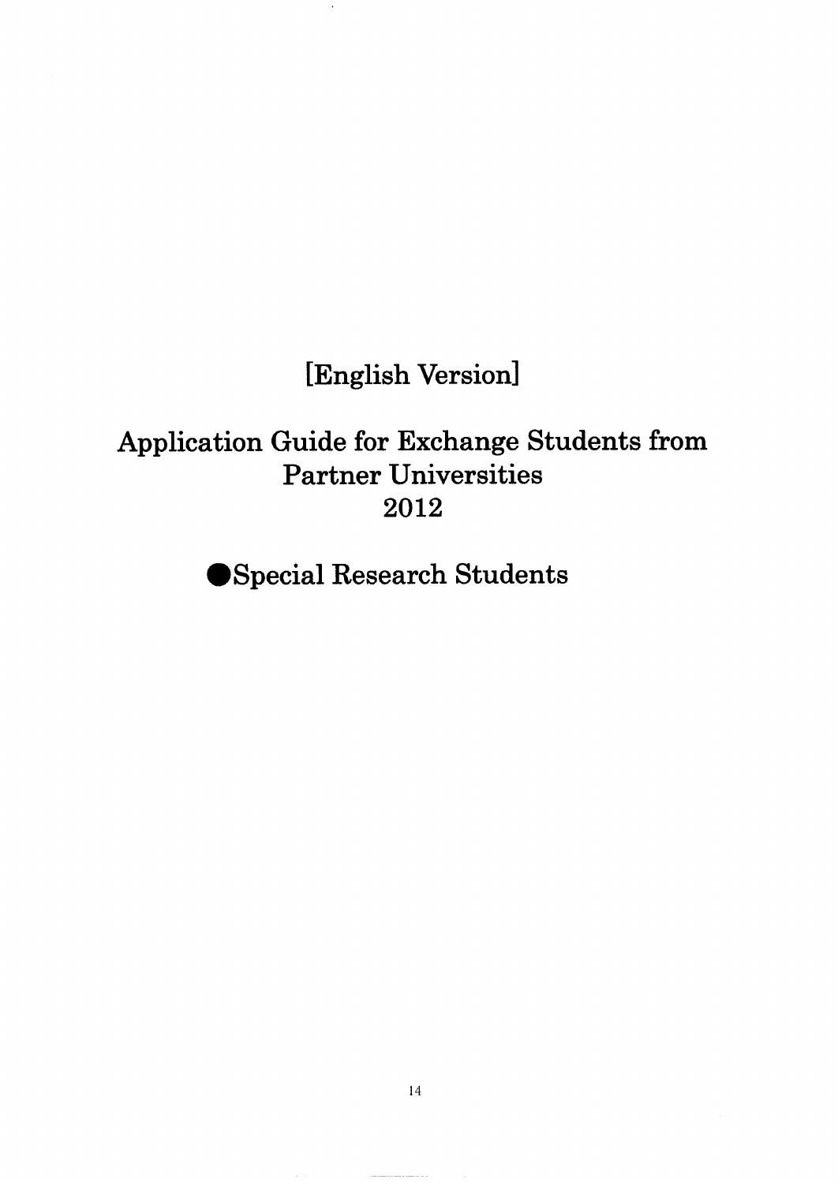# [English Version]

# Application Guide for Exchange Students from Partner Universities 2012

## ●Special Research Students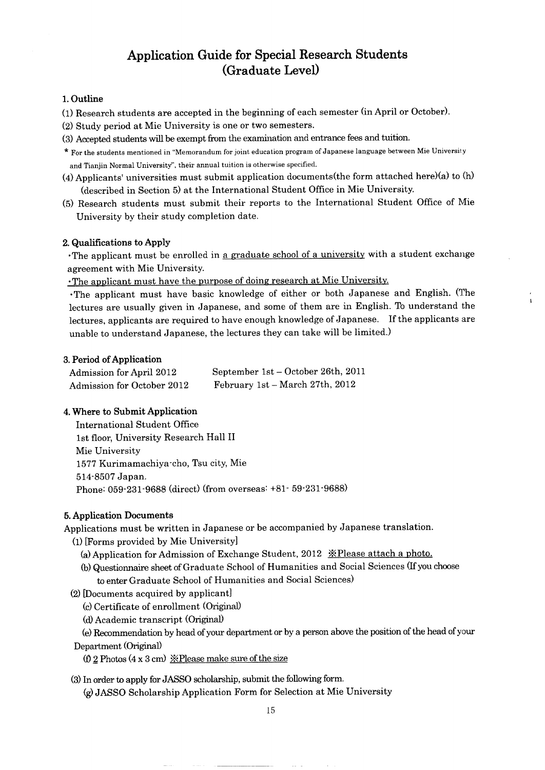# Application Guide for Special Research Students (Graduate Level)

## 1. Outline

(1) Research students are accepted in the beginning of each semester (in April or October).

(2) Study period at Mie University is one or two semesters.

(3) Accepted students will be exempt from the examination and entrance fees and tuition.

\* For the students mentioned in "Memorandum for joint education program of Japanese language between Mie University and Tianjin Normal University", their annual tuition is otherwise specified.

(4) Applicants' universities must submit application documents(the form attached here)(a) to (h) (described in Section 5) at the International Student Office in Mie University.

(5) Research students must submit their reports to the International Student Office of Mie University by their study completion date.

## 2. Qualifications to Apply

・The applicant must be enrolled in <u>a graduate school of a university</u> with a student exchange agreement with Mie University.

<u>・The applicant must have the purpose of doing research at Mie University.</u>

・The applicant must have basic knowledge of either or both Japanese and English. (The lectures are usually given in Japanese, and some of them are in English. To understand the lectures, applicants are required to have enough knowledge of Japanese. If the applicants are unable to understand Japanese, the lectures they can take will be limited.)

## 3. Period of Application

| | |
|---|---|
| Admission for April 2012 | September 1st – October 26th, 2011 |
| Admission for October 2012 | February 1st – March 27th, 2012 |

## 4. Where to Submit Application

International Student Office
1st floor, University Research Hall II
Mie University
1577 Kurimamachiya-cho, Tsu city, Mie
514-8507 Japan.
Phone: 059-231-9688 (direct) (from overseas: +81- 59-231-9688)

## 5. Application Documents

Applications must be written in Japanese or be accompanied by Japanese translation.

(1) [Forms provided by Mie University]

(a) Application for Admission of Exchange Student, 2012 <u>※Please attach a photo.</u>

(b) Questionnaire sheet of Graduate School of Humanities and Social Sciences (If you choose to enter Graduate School of Humanities and Social Sciences)

(2) [Documents acquired by applicant]

(c) Certificate of enrollment (Original)

(d) Academic transcript (Original)

(e) Recommendation by head of your department or by a person above the position of the head of your Department (Original)

(f) <u>2</u> Photos (4 x 3 cm) <u>※Please make sure of the size</u>

(3) In order to apply for JASSO scholarship, submit the following form.

(g) JASSO Scholarship Application Form for Selection at Mie University